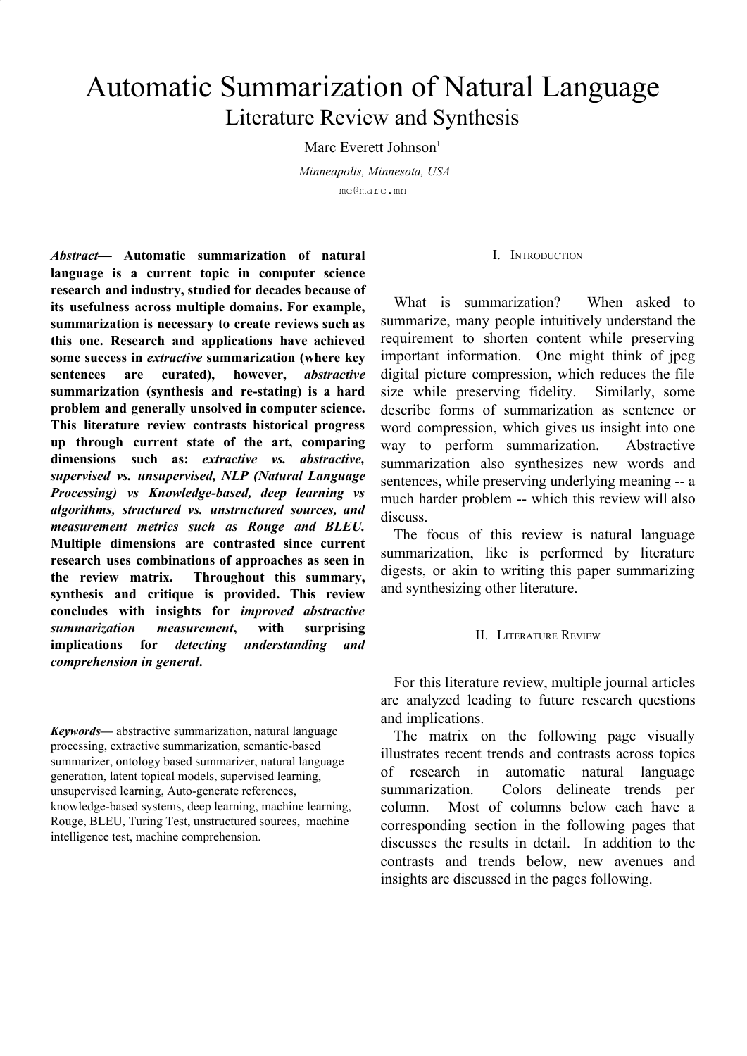# Automatic Summarization of Natural Language

## Literature Review and Synthesis

Marc Everett Johnson[1]

*Minneapolis, Minnesota, USA*

me@marc.mn

***Abstract*— Automatic summarization of natural language is a current topic in computer science research and industry, studied for decades because of its usefulness across multiple domains. For example, summarization is necessary to create reviews such as this one. Research and applications have achieved some success in *extractive* summarization (where key sentences are curated), however, *abstractive* summarization (synthesis and re-stating) is a hard problem and generally unsolved in computer science. This literature review contrasts historical progress up through current state of the art, comparing dimensions such as: *extractive vs. abstractive, supervised vs. unsupervised, NLP (Natural Language Processing) vs Knowledge-based, deep learning vs algorithms, structured vs. unstructured sources, and measurement metrics such as Rouge and BLEU.* Multiple dimensions are contrasted since current research uses combinations of approaches as seen in the review matrix. Throughout this summary, synthesis and critique is provided. This review concludes with insights for *improved abstractive summarization measurement*, with surprising implications for *detecting understanding and comprehension in general*.**

***Keywords*—** abstractive summarization, natural language processing, extractive summarization, semantic-based summarizer, ontology based summarizer, natural language generation, latent topical models, supervised learning, unsupervised learning, Auto-generate references, knowledge-based systems, deep learning, machine learning, Rouge, BLEU, Turing Test, unstructured sources, machine intelligence test, machine comprehension.

## I. Introduction

What is summarization? When asked to summarize, many people intuitively understand the requirement to shorten content while preserving important information. One might think of jpeg digital picture compression, which reduces the file size while preserving fidelity. Similarly, some describe forms of summarization as sentence or word compression, which gives us insight into one way to perform summarization. Abstractive summarization also synthesizes new words and sentences, while preserving underlying meaning -- a much harder problem -- which this review will also discuss.

The focus of this review is natural language summarization, like is performed by literature digests, or akin to writing this paper summarizing and synthesizing other literature.

## II. Literature Review

For this literature review, multiple journal articles are analyzed leading to future research questions and implications.

The matrix on the following page visually illustrates recent trends and contrasts across topics of research in automatic natural language summarization. Colors delineate trends per column. Most of columns below each have a corresponding section in the following pages that discusses the results in detail. In addition to the contrasts and trends below, new avenues and insights are discussed in the pages following.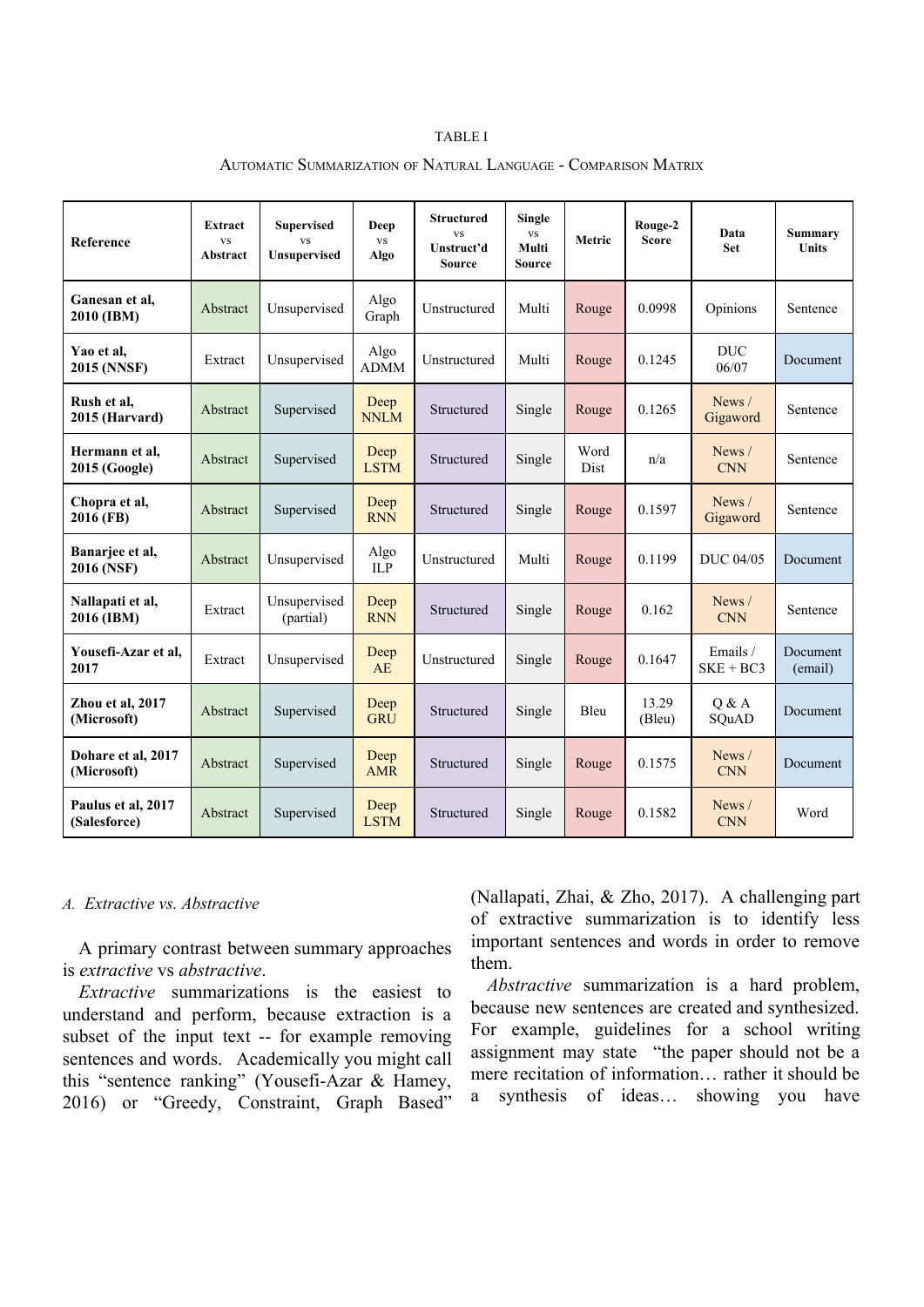TABLE I

AUTOMATIC SUMMARIZATION OF NATURAL LANGUAGE - COMPARISON MATRIX

| Reference | Extract vs Abstract | Supervised vs Unsupervised | Deep vs Algo | Structured vs Unstruct'd Source | Single vs Multi Source | Metric | Rouge-2 Score | Data Set | Summary Units |
|---|---|---|---|---|---|---|---|---|---|
| **Ganesan et al, 2010 (IBM)** | Abstract | Unsupervised | Algo Graph | Unstructured | Multi | Rouge | 0.0998 | Opinions | Sentence |
| **Yao et al, 2015 (NNSF)** | Extract | Unsupervised | Algo ADMM | Unstructured | Multi | Rouge | 0.1245 | DUC 06/07 | Document |
| **Rush et al, 2015 (Harvard)** | Abstract | Supervised | Deep NNLM | Structured | Single | Rouge | 0.1265 | News / Gigaword | Sentence |
| **Hermann et al, 2015 (Google)** | Abstract | Supervised | Deep LSTM | Structured | Single | Word Dist | n/a | News / CNN | Sentence |
| **Chopra et al, 2016 (FB)** | Abstract | Supervised | Deep RNN | Structured | Single | Rouge | 0.1597 | News / Gigaword | Sentence |
| **Banarjee et al, 2016 (NSF)** | Abstract | Unsupervised | Algo ILP | Unstructured | Multi | Rouge | 0.1199 | DUC 04/05 | Document |
| **Nallapati et al, 2016 (IBM)** | Extract | Unsupervised (partial) | Deep RNN | Structured | Single | Rouge | 0.162 | News / CNN | Sentence |
| **Yousefi-Azar et al, 2017** | Extract | Unsupervised | Deep AE | Unstructured | Single | Rouge | 0.1647 | Emails / SKE + BC3 | Document (email) |
| **Zhou et al, 2017 (Microsoft)** | Abstract | Supervised | Deep GRU | Structured | Single | Bleu | 13.29 (Bleu) | Q & A SQuAD | Document |
| **Dohare et al, 2017 (Microsoft)** | Abstract | Supervised | Deep AMR | Structured | Single | Rouge | 0.1575 | News / CNN | Document |
| **Paulus et al, 2017 (Salesforce)** | Abstract | Supervised | Deep LSTM | Structured | Single | Rouge | 0.1582 | News / CNN | Word |

### *A. Extractive vs. Abstractive*

A primary contrast between summary approaches is *extractive* vs *abstractive*.

*Extractive* summarizations is the easiest to understand and perform, because extraction is a subset of the input text -- for example removing sentences and words. Academically you might call this "sentence ranking" (Yousefi-Azar & Hamey, 2016) or "Greedy, Constraint, Graph Based" (Nallapati, Zhai, & Zho, 2017). A challenging part of extractive summarization is to identify less important sentences and words in order to remove them.

*Abstractive* summarization is a hard problem, because new sentences are created and synthesized. For example, guidelines for a school writing assignment may state "the paper should not be a mere recitation of information… rather it should be a synthesis of ideas… showing you have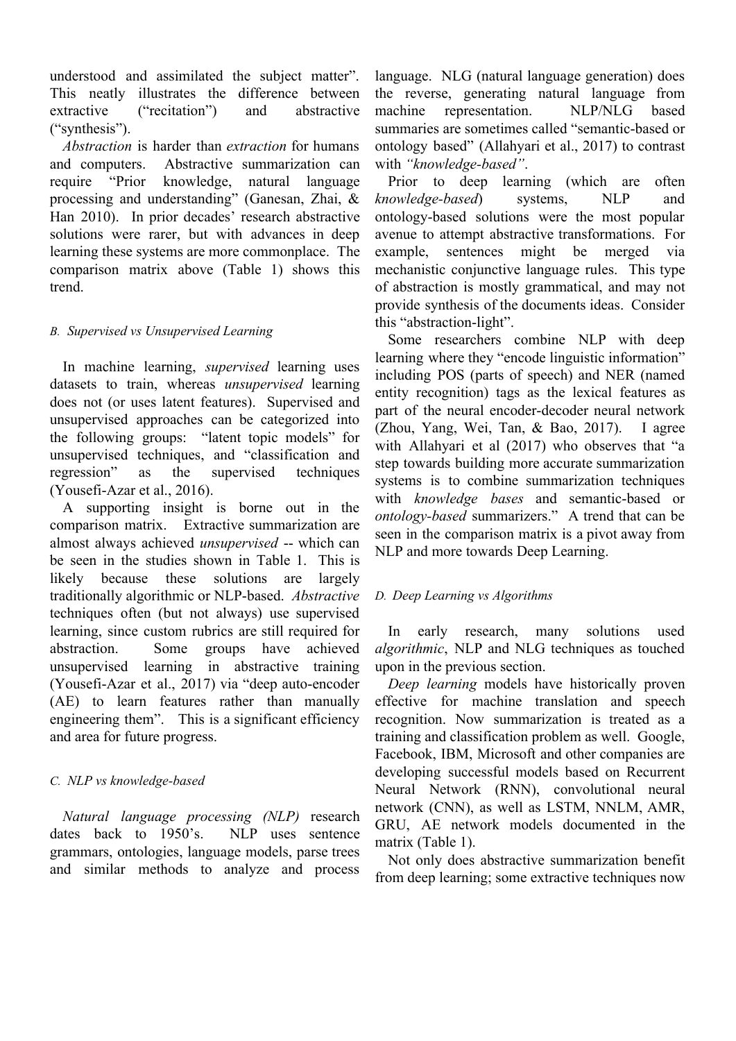understood and assimilated the subject matter". This neatly illustrates the difference between extractive ("recitation") and abstractive ("synthesis").

*Abstraction* is harder than *extraction* for humans and computers. Abstractive summarization can require "Prior knowledge, natural language processing and understanding" (Ganesan, Zhai, & Han 2010). In prior decades' research abstractive solutions were rarer, but with advances in deep learning these systems are more commonplace. The comparison matrix above (Table 1) shows this trend.

### *B. Supervised vs Unsupervised Learning*

In machine learning, *supervised* learning uses datasets to train, whereas *unsupervised* learning does not (or uses latent features). Supervised and unsupervised approaches can be categorized into the following groups: "latent topic models" for unsupervised techniques, and "classification and regression" as the supervised techniques (Yousefi-Azar et al., 2016).

A supporting insight is borne out in the comparison matrix. Extractive summarization are almost always achieved *unsupervised* -- which can be seen in the studies shown in Table 1. This is likely because these solutions are largely traditionally algorithmic or NLP-based. *Abstractive* techniques often (but not always) use supervised learning, since custom rubrics are still required for abstraction. Some groups have achieved unsupervised learning in abstractive training (Yousefi-Azar et al., 2017) via "deep auto-encoder (AE) to learn features rather than manually engineering them". This is a significant efficiency and area for future progress.

### *C. NLP vs knowledge-based*

*Natural language processing (NLP)* research dates back to 1950's. NLP uses sentence grammars, ontologies, language models, parse trees and similar methods to analyze and process language. NLG (natural language generation) does the reverse, generating natural language from machine representation. NLP/NLG based summaries are sometimes called "semantic-based or ontology based" (Allahyari et al., 2017) to contrast with *"knowledge-based"*.

Prior to deep learning (which are often *knowledge-based*) systems, NLP and ontology-based solutions were the most popular avenue to attempt abstractive transformations. For example, sentences might be merged via mechanistic conjunctive language rules. This type of abstraction is mostly grammatical, and may not provide synthesis of the documents ideas. Consider this "abstraction-light".

Some researchers combine NLP with deep learning where they "encode linguistic information" including POS (parts of speech) and NER (named entity recognition) tags as the lexical features as part of the neural encoder-decoder neural network (Zhou, Yang, Wei, Tan, & Bao, 2017). I agree with Allahyari et al (2017) who observes that "a step towards building more accurate summarization systems is to combine summarization techniques with *knowledge bases* and semantic-based or *ontology-based* summarizers." A trend that can be seen in the comparison matrix is a pivot away from NLP and more towards Deep Learning.

### *D. Deep Learning vs Algorithms*

In early research, many solutions used *algorithmic*, NLP and NLG techniques as touched upon in the previous section.

*Deep learning* models have historically proven effective for machine translation and speech recognition. Now summarization is treated as a training and classification problem as well. Google, Facebook, IBM, Microsoft and other companies are developing successful models based on Recurrent Neural Network (RNN), convolutional neural network (CNN), as well as LSTM, NNLM, AMR, GRU, AE network models documented in the matrix (Table 1).

Not only does abstractive summarization benefit from deep learning; some extractive techniques now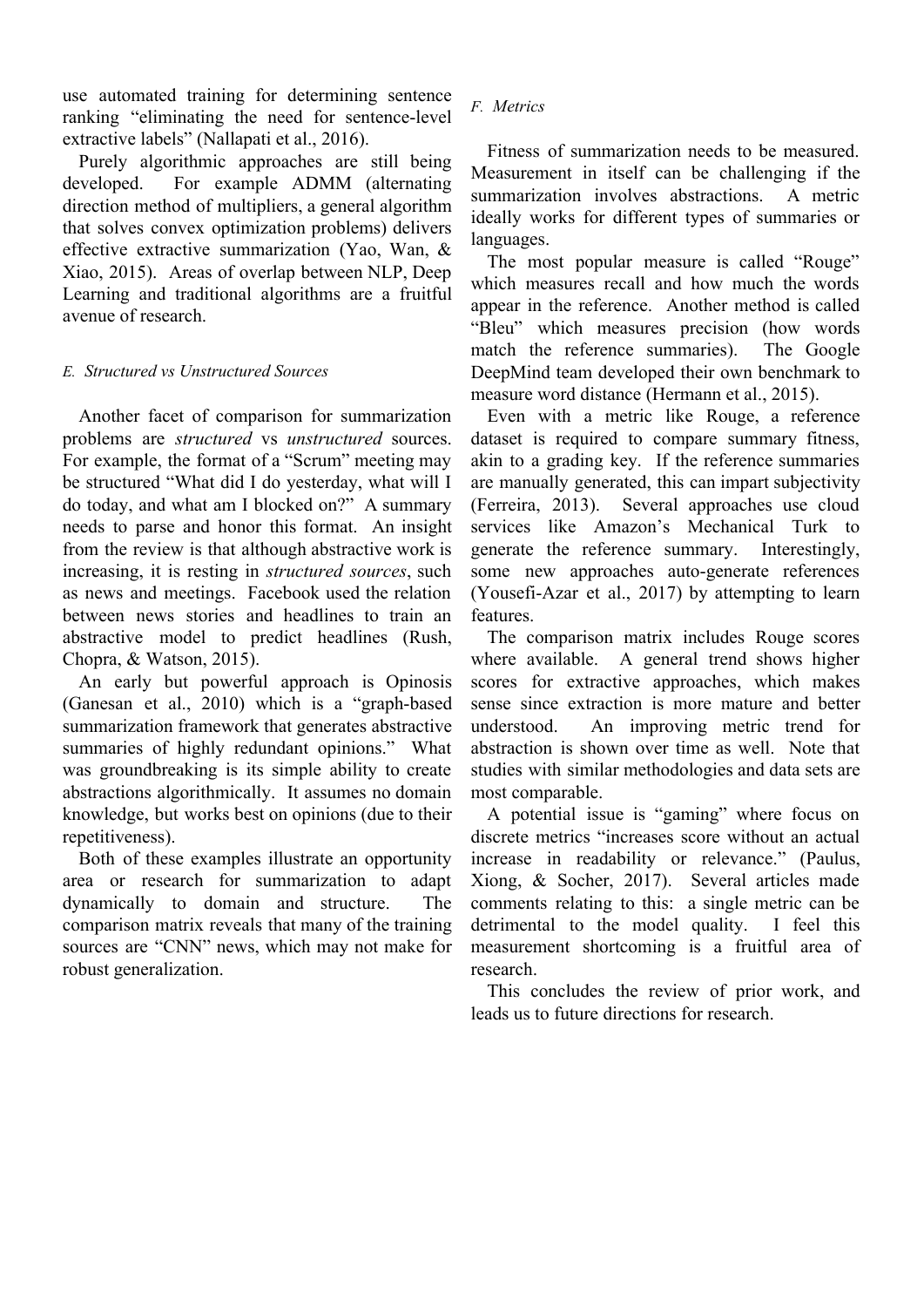use automated training for determining sentence ranking "eliminating the need for sentence-level extractive labels" (Nallapati et al., 2016).

Purely algorithmic approaches are still being developed. For example ADMM (alternating direction method of multipliers, a general algorithm that solves convex optimization problems) delivers effective extractive summarization (Yao, Wan, & Xiao, 2015). Areas of overlap between NLP, Deep Learning and traditional algorithms are a fruitful avenue of research.

### *E. Structured vs Unstructured Sources*

Another facet of comparison for summarization problems are *structured* vs *unstructured* sources. For example, the format of a "Scrum" meeting may be structured "What did I do yesterday, what will I do today, and what am I blocked on?" A summary needs to parse and honor this format. An insight from the review is that although abstractive work is increasing, it is resting in *structured sources*, such as news and meetings. Facebook used the relation between news stories and headlines to train an abstractive model to predict headlines (Rush, Chopra, & Watson, 2015).

An early but powerful approach is Opinosis (Ganesan et al., 2010) which is a "graph-based summarization framework that generates abstractive summaries of highly redundant opinions." What was groundbreaking is its simple ability to create abstractions algorithmically. It assumes no domain knowledge, but works best on opinions (due to their repetitiveness).

Both of these examples illustrate an opportunity area or research for summarization to adapt dynamically to domain and structure. The comparison matrix reveals that many of the training sources are "CNN" news, which may not make for robust generalization.

### *F. Metrics*

Fitness of summarization needs to be measured. Measurement in itself can be challenging if the summarization involves abstractions. A metric ideally works for different types of summaries or languages.

The most popular measure is called "Rouge" which measures recall and how much the words appear in the reference. Another method is called "Bleu" which measures precision (how words match the reference summaries). The Google DeepMind team developed their own benchmark to measure word distance (Hermann et al., 2015).

Even with a metric like Rouge, a reference dataset is required to compare summary fitness, akin to a grading key. If the reference summaries are manually generated, this can impart subjectivity (Ferreira, 2013). Several approaches use cloud services like Amazon's Mechanical Turk to generate the reference summary. Interestingly, some new approaches auto-generate references (Yousefi-Azar et al., 2017) by attempting to learn features.

The comparison matrix includes Rouge scores where available. A general trend shows higher scores for extractive approaches, which makes sense since extraction is more mature and better understood. An improving metric trend for abstraction is shown over time as well. Note that studies with similar methodologies and data sets are most comparable.

A potential issue is "gaming" where focus on discrete metrics "increases score without an actual increase in readability or relevance." (Paulus, Xiong, & Socher, 2017). Several articles made comments relating to this: a single metric can be detrimental to the model quality. I feel this measurement shortcoming is a fruitful area of research.

This concludes the review of prior work, and leads us to future directions for research.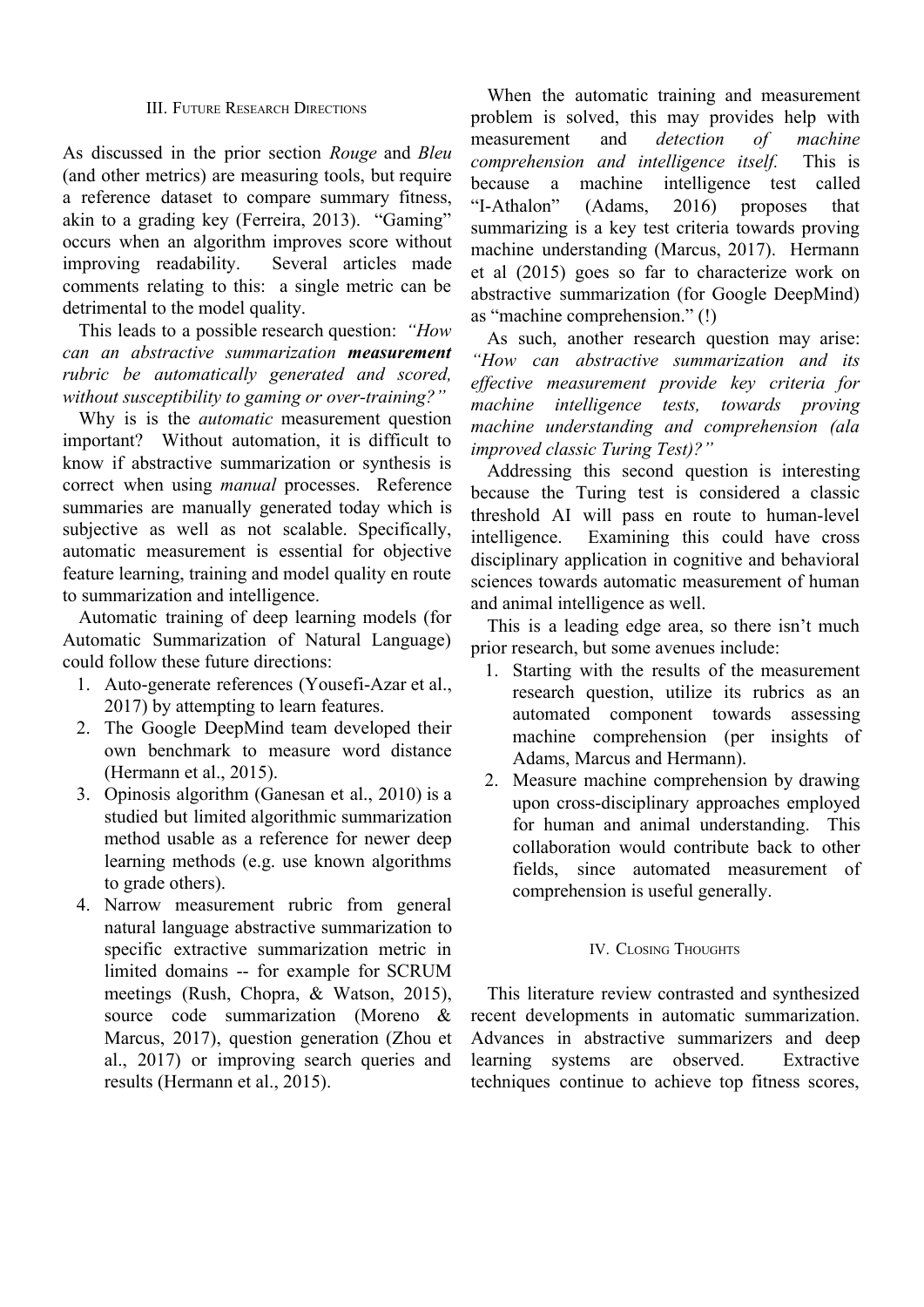## III. Future Research Directions

As discussed in the prior section *Rouge* and *Bleu* (and other metrics) are measuring tools, but require a reference dataset to compare summary fitness, akin to a grading key (Ferreira, 2013). "Gaming" occurs when an algorithm improves score without improving readability. Several articles made comments relating to this: a single metric can be detrimental to the model quality.

This leads to a possible research question: *"How can an abstractive summarization **measurement** rubric be automatically generated and scored, without susceptibility to gaming or over-training?"*

Why is is the *automatic* measurement question important? Without automation, it is difficult to know if abstractive summarization or synthesis is correct when using *manual* processes. Reference summaries are manually generated today which is subjective as well as not scalable. Specifically, automatic measurement is essential for objective feature learning, training and model quality en route to summarization and intelligence.

Automatic training of deep learning models (for Automatic Summarization of Natural Language) could follow these future directions:

1. Auto-generate references (Yousefi-Azar et al., 2017) by attempting to learn features.
2. The Google DeepMind team developed their own benchmark to measure word distance (Hermann et al., 2015).
3. Opinosis algorithm (Ganesan et al., 2010) is a studied but limited algorithmic summarization method usable as a reference for newer deep learning methods (e.g. use known algorithms to grade others).
4. Narrow measurement rubric from general natural language abstractive summarization to specific extractive summarization metric in limited domains -- for example for SCRUM meetings (Rush, Chopra, & Watson, 2015), source code summarization (Moreno & Marcus, 2017), question generation (Zhou et al., 2017) or improving search queries and results (Hermann et al., 2015).

When the automatic training and measurement problem is solved, this may provides help with measurement and *detection of machine comprehension and intelligence itself.* This is because a machine intelligence test called "I-Athalon" (Adams, 2016) proposes that summarizing is a key test criteria towards proving machine understanding (Marcus, 2017). Hermann et al (2015) goes so far to characterize work on abstractive summarization (for Google DeepMind) as "machine comprehension." (!)

As such, another research question may arise: *"How can abstractive summarization and its effective measurement provide key criteria for machine intelligence tests, towards proving machine understanding and comprehension (ala improved classic Turing Test)?"*

Addressing this second question is interesting because the Turing test is considered a classic threshold AI will pass en route to human-level intelligence. Examining this could have cross disciplinary application in cognitive and behavioral sciences towards automatic measurement of human and animal intelligence as well.

This is a leading edge area, so there isn't much prior research, but some avenues include:

1. Starting with the results of the measurement research question, utilize its rubrics as an automated component towards assessing machine comprehension (per insights of Adams, Marcus and Hermann).
2. Measure machine comprehension by drawing upon cross-disciplinary approaches employed for human and animal understanding. This collaboration would contribute back to other fields, since automated measurement of comprehension is useful generally.

## IV. Closing Thoughts

This literature review contrasted and synthesized recent developments in automatic summarization. Advances in abstractive summarizers and deep learning systems are observed. Extractive techniques continue to achieve top fitness scores,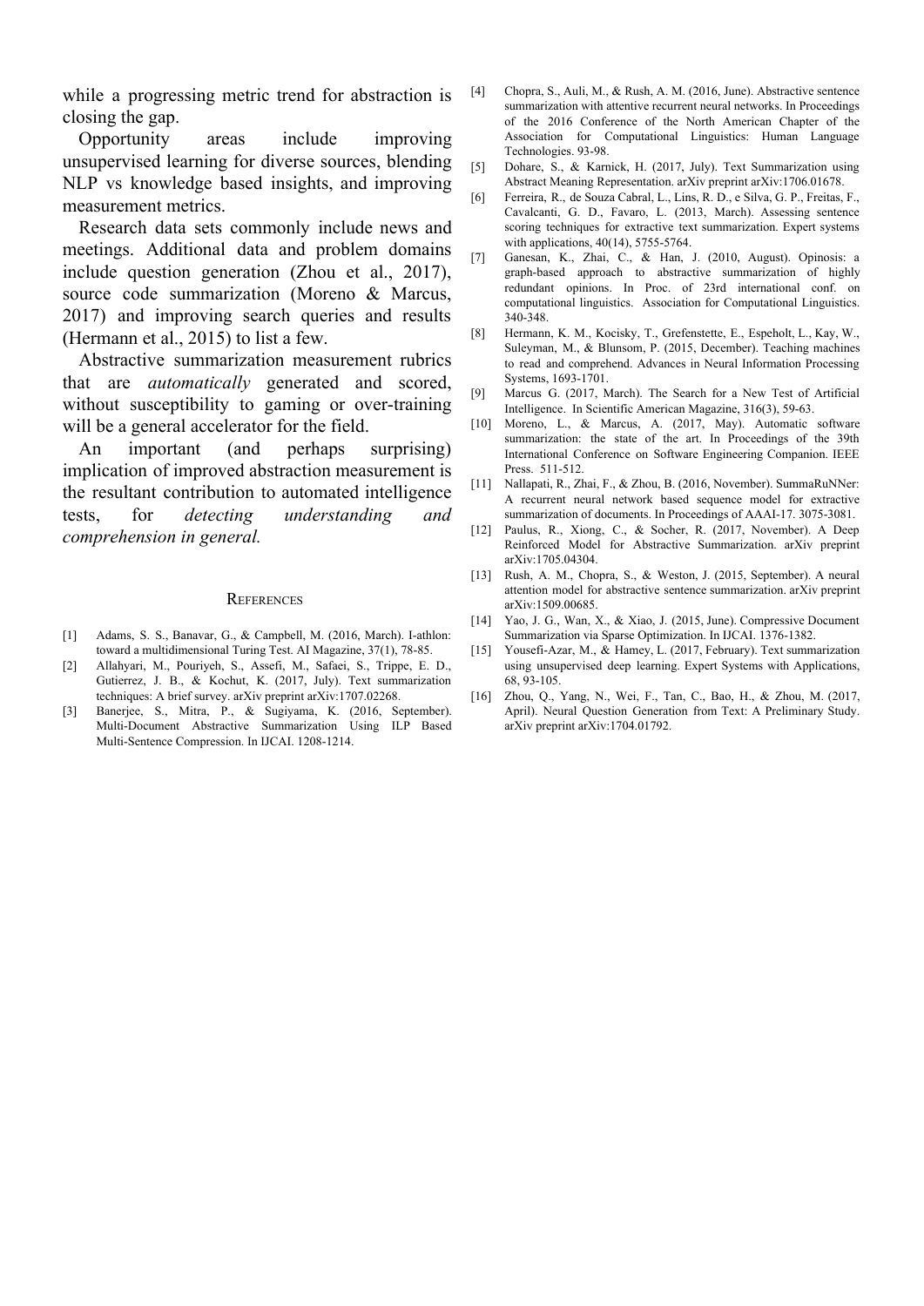while a progressing metric trend for abstraction is closing the gap.

Opportunity areas include improving unsupervised learning for diverse sources, blending NLP vs knowledge based insights, and improving measurement metrics.

Research data sets commonly include news and meetings. Additional data and problem domains include question generation (Zhou et al., 2017), source code summarization (Moreno & Marcus, 2017) and improving search queries and results (Hermann et al., 2015) to list a few.

Abstractive summarization measurement rubrics that are *automatically* generated and scored, without susceptibility to gaming or over-training will be a general accelerator for the field.

An important (and perhaps surprising) implication of improved abstraction measurement is the resultant contribution to automated intelligence tests, for *detecting understanding and comprehension in general.*

## References

[1] Adams, S. S., Banavar, G., & Campbell, M. (2016, March). I-athlon: toward a multidimensional Turing Test. AI Magazine, 37(1), 78-85.

[2] Allahyari, M., Pouriyeh, S., Assefi, M., Safaei, S., Trippe, E. D., Gutierrez, J. B., & Kochut, K. (2017, July). Text summarization techniques: A brief survey. arXiv preprint arXiv:1707.02268.

[3] Banerjee, S., Mitra, P., & Sugiyama, K. (2016, September). Multi-Document Abstractive Summarization Using ILP Based Multi-Sentence Compression. In IJCAI. 1208-1214.

[4] Chopra, S., Auli, M., & Rush, A. M. (2016, June). Abstractive sentence summarization with attentive recurrent neural networks. In Proceedings of the 2016 Conference of the North American Chapter of the Association for Computational Linguistics: Human Language Technologies. 93-98.

[5] Dohare, S., & Karnick, H. (2017, July). Text Summarization using Abstract Meaning Representation. arXiv preprint arXiv:1706.01678.

[6] Ferreira, R., de Souza Cabral, L., Lins, R. D., e Silva, G. P., Freitas, F., Cavalcanti, G. D., Favaro, L. (2013, March). Assessing sentence scoring techniques for extractive text summarization. Expert systems with applications, 40(14), 5755-5764.

[7] Ganesan, K., Zhai, C., & Han, J. (2010, August). Opinosis: a graph-based approach to abstractive summarization of highly redundant opinions. In Proc. of 23rd international conf. on computational linguistics. Association for Computational Linguistics. 340-348.

[8] Hermann, K. M., Kocisky, T., Grefenstette, E., Espeholt, L., Kay, W., Suleyman, M., & Blunsom, P. (2015, December). Teaching machines to read and comprehend. Advances in Neural Information Processing Systems, 1693-1701.

[9] Marcus G. (2017, March). The Search for a New Test of Artificial Intelligence. In Scientific American Magazine, 316(3), 59-63.

[10] Moreno, L., & Marcus, A. (2017, May). Automatic software summarization: the state of the art. In Proceedings of the 39th International Conference on Software Engineering Companion. IEEE Press. 511-512.

[11] Nallapati, R., Zhai, F., & Zhou, B. (2016, November). SummaRuNNer: A recurrent neural network based sequence model for extractive summarization of documents. In Proceedings of AAAI-17. 3075-3081.

[12] Paulus, R., Xiong, C., & Socher, R. (2017, November). A Deep Reinforced Model for Abstractive Summarization. arXiv preprint arXiv:1705.04304.

[13] Rush, A. M., Chopra, S., & Weston, J. (2015, September). A neural attention model for abstractive sentence summarization. arXiv preprint arXiv:1509.00685.

[14] Yao, J. G., Wan, X., & Xiao, J. (2015, June). Compressive Document Summarization via Sparse Optimization. In IJCAI. 1376-1382.

[15] Yousefi-Azar, M., & Hamey, L. (2017, February). Text summarization using unsupervised deep learning. Expert Systems with Applications, 68, 93-105.

[16] Zhou, Q., Yang, N., Wei, F., Tan, C., Bao, H., & Zhou, M. (2017, April). Neural Question Generation from Text: A Preliminary Study. arXiv preprint arXiv:1704.01792.